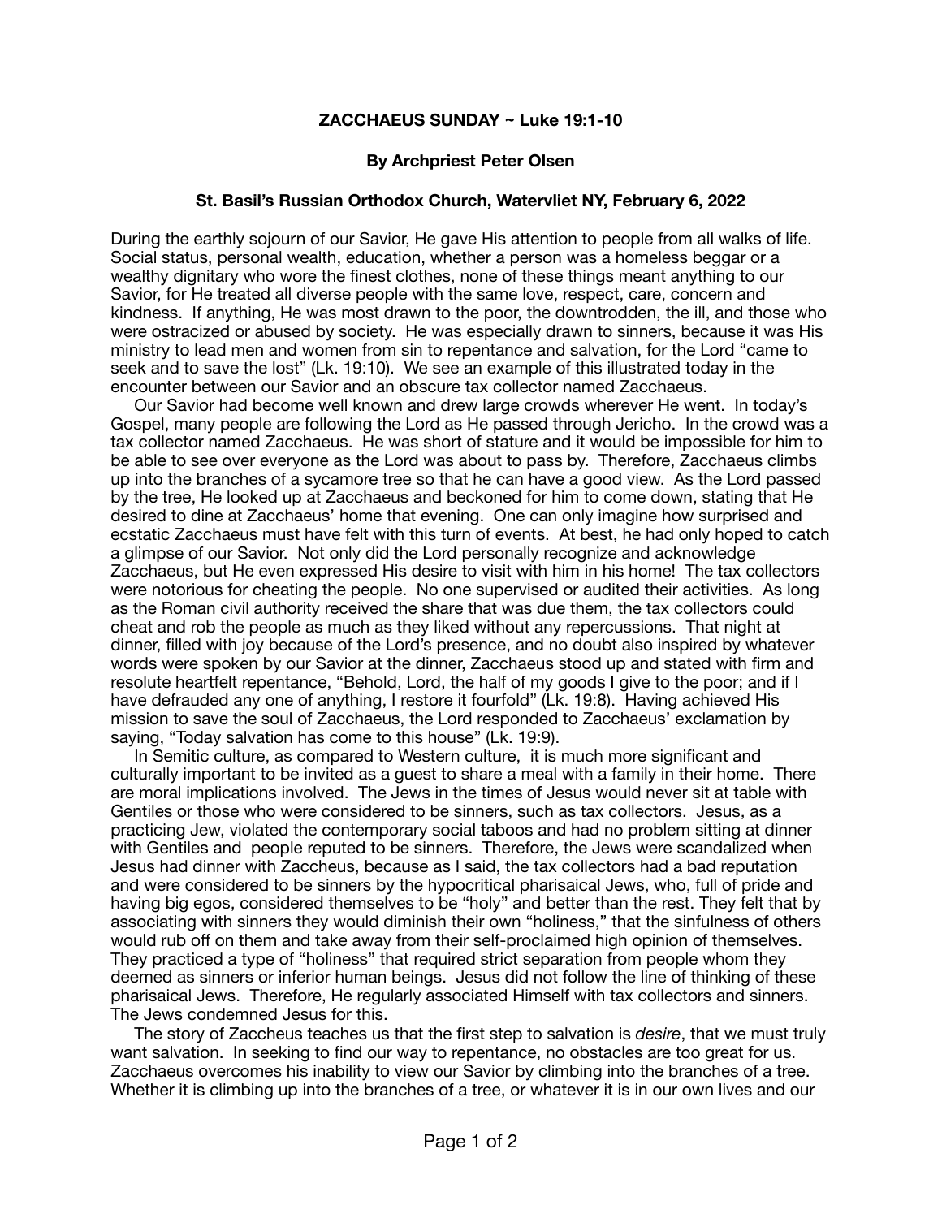**ZACCHAEUS SUNDAY ~ Luke 19:1-10**

**By Archpriest Peter Olsen**

**St. Basil's Russian Orthodox Church, Watervliet NY, February 6, 2022**

During the earthly sojourn of our Savior, He gave His attention to people from all walks of life. Social status, personal wealth, education, whether a person was a homeless beggar or a wealthy dignitary who wore the finest clothes, none of these things meant anything to our Savior, for He treated all diverse people with the same love, respect, care, concern and kindness. If anything, He was most drawn to the poor, the downtrodden, the ill, and those who were ostracized or abused by society. He was especially drawn to sinners, because it was His ministry to lead men and women from sin to repentance and salvation, for the Lord "came to seek and to save the lost" (Lk. 19:10). We see an example of this illustrated today in the encounter between our Savior and an obscure tax collector named Zacchaeus.

Our Savior had become well known and drew large crowds wherever He went. In today's Gospel, many people are following the Lord as He passed through Jericho. In the crowd was a tax collector named Zacchaeus. He was short of stature and it would be impossible for him to be able to see over everyone as the Lord was about to pass by. Therefore, Zacchaeus climbs up into the branches of a sycamore tree so that he can have a good view. As the Lord passed by the tree, He looked up at Zacchaeus and beckoned for him to come down, stating that He desired to dine at Zacchaeus' home that evening. One can only imagine how surprised and ecstatic Zacchaeus must have felt with this turn of events. At best, he had only hoped to catch a glimpse of our Savior. Not only did the Lord personally recognize and acknowledge Zacchaeus, but He even expressed His desire to visit with him in his home! The tax collectors were notorious for cheating the people. No one supervised or audited their activities. As long as the Roman civil authority received the share that was due them, the tax collectors could cheat and rob the people as much as they liked without any repercussions. That night at dinner, filled with joy because of the Lord's presence, and no doubt also inspired by whatever words were spoken by our Savior at the dinner, Zacchaeus stood up and stated with firm and resolute heartfelt repentance, "Behold, Lord, the half of my goods I give to the poor; and if I have defrauded any one of anything, I restore it fourfold" (Lk. 19:8). Having achieved His mission to save the soul of Zacchaeus, the Lord responded to Zacchaeus' exclamation by saying, "Today salvation has come to this house" (Lk. 19:9).

In Semitic culture, as compared to Western culture, it is much more significant and culturally important to be invited as a guest to share a meal with a family in their home. There are moral implications involved. The Jews in the times of Jesus would never sit at table with Gentiles or those who were considered to be sinners, such as tax collectors. Jesus, as a practicing Jew, violated the contemporary social taboos and had no problem sitting at dinner with Gentiles and people reputed to be sinners. Therefore, the Jews were scandalized when Jesus had dinner with Zaccheus, because as I said, the tax collectors had a bad reputation and were considered to be sinners by the hypocritical pharisaical Jews, who, full of pride and having big egos, considered themselves to be "holy" and better than the rest. They felt that by associating with sinners they would diminish their own "holiness," that the sinfulness of others would rub off on them and take away from their self-proclaimed high opinion of themselves. They practiced a type of "holiness" that required strict separation from people whom they deemed as sinners or inferior human beings. Jesus did not follow the line of thinking of these pharisaical Jews. Therefore, He regularly associated Himself with tax collectors and sinners. The Jews condemned Jesus for this.

The story of Zaccheus teaches us that the first step to salvation is *desire*, that we must truly want salvation. In seeking to find our way to repentance, no obstacles are too great for us. Zacchaeus overcomes his inability to view our Savior by climbing into the branches of a tree. Whether it is climbing up into the branches of a tree, or whatever it is in our own lives and our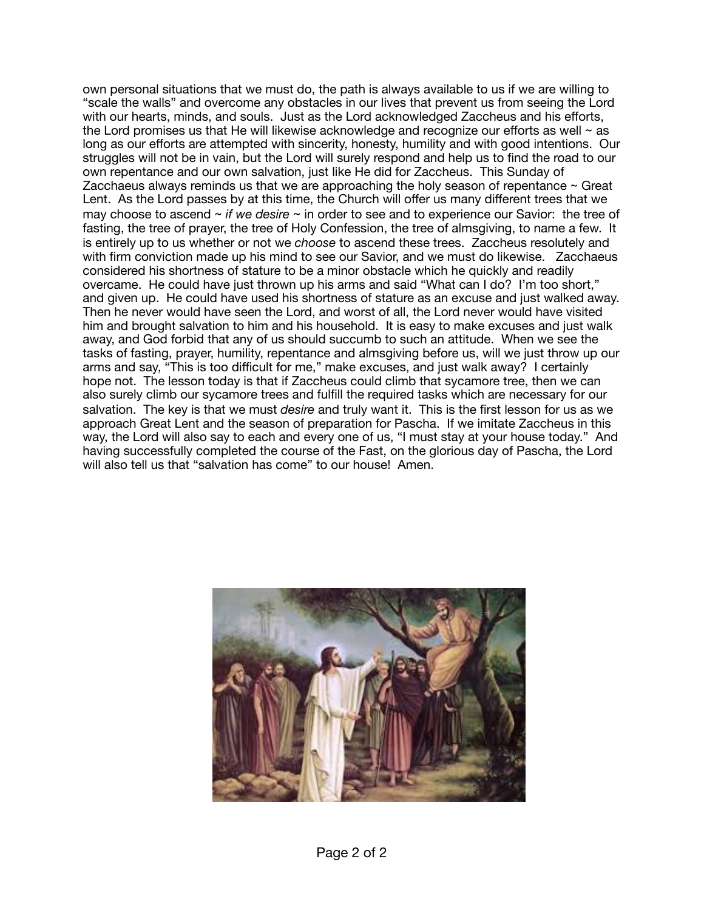own personal situations that we must do, the path is always available to us if we are willing to "scale the walls" and overcome any obstacles in our lives that prevent us from seeing the Lord with our hearts, minds, and souls. Just as the Lord acknowledged Zaccheus and his efforts, the Lord promises us that He will likewise acknowledge and recognize our efforts as well ~ as long as our efforts are attempted with sincerity, honesty, humility and with good intentions. Our struggles will not be in vain, but the Lord will surely respond and help us to find the road to our own repentance and our own salvation, just like He did for Zaccheus. This Sunday of Zacchaeus always reminds us that we are approaching the holy season of repentance ~ Great Lent. As the Lord passes by at this time, the Church will offer us many different trees that we may choose to ascend ~ *if we desire* ~ in order to see and to experience our Savior: the tree of fasting, the tree of prayer, the tree of Holy Confession, the tree of almsgiving, to name a few. It is entirely up to us whether or not we *choose* to ascend these trees. Zaccheus resolutely and with firm conviction made up his mind to see our Savior, and we must do likewise. Zacchaeus considered his shortness of stature to be a minor obstacle which he quickly and readily overcame. He could have just thrown up his arms and said "What can I do? I'm too short," and given up. He could have used his shortness of stature as an excuse and just walked away. Then he never would have seen the Lord, and worst of all, the Lord never would have visited him and brought salvation to him and his household. It is easy to make excuses and just walk away, and God forbid that any of us should succumb to such an attitude. When we see the tasks of fasting, prayer, humility, repentance and almsgiving before us, will we just throw up our arms and say, "This is too difficult for me," make excuses, and just walk away? I certainly hope not. The lesson today is that if Zaccheus could climb that sycamore tree, then we can also surely climb our sycamore trees and fulfill the required tasks which are necessary for our salvation. The key is that we must *desire* and truly want it. This is the first lesson for us as we approach Great Lent and the season of preparation for Pascha. If we imitate Zaccheus in this way, the Lord will also say to each and every one of us, "I must stay at your house today." And having successfully completed the course of the Fast, on the glorious day of Pascha, the Lord will also tell us that "salvation has come" to our house! Amen.